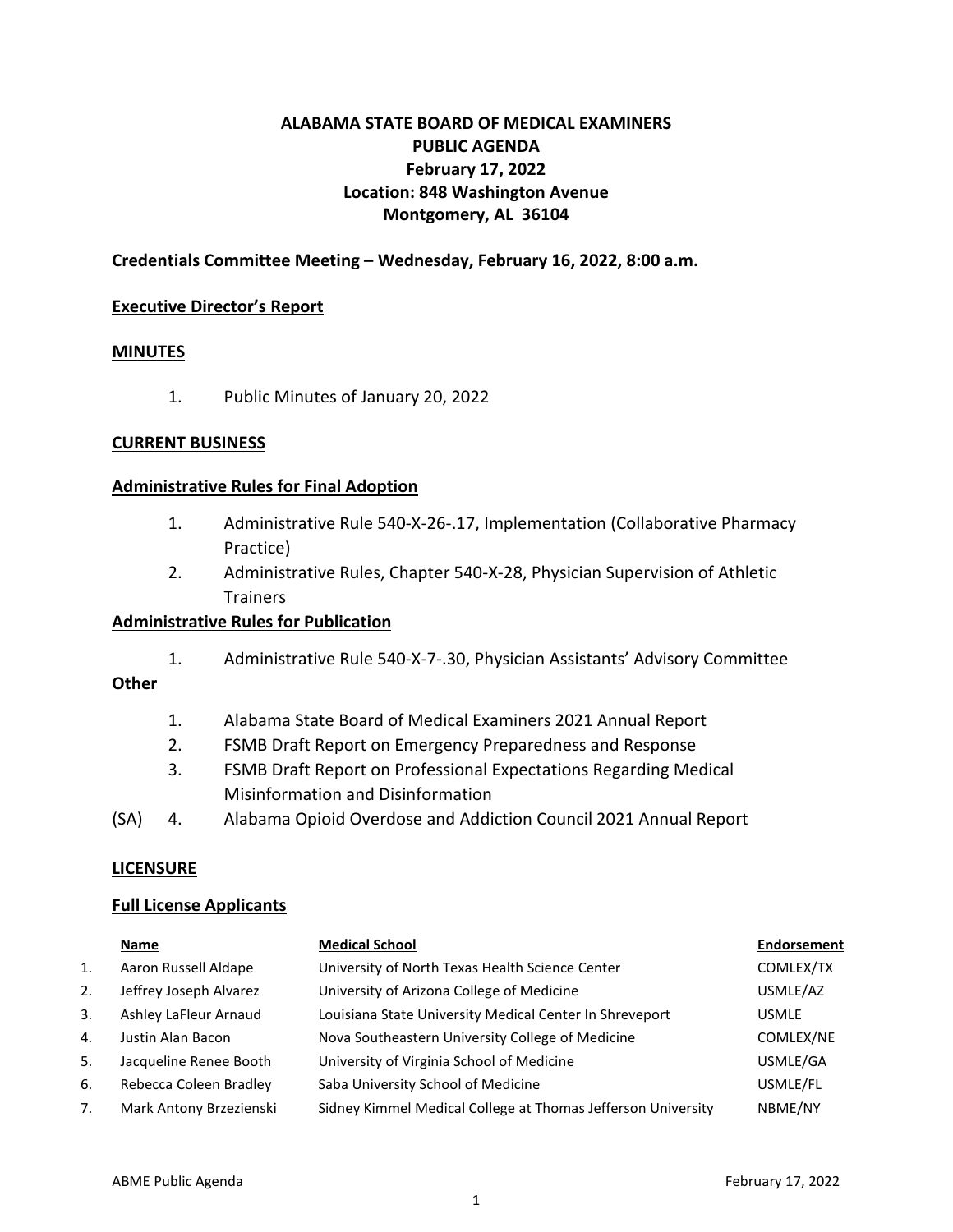# ALABAMA STATE BOARD OF MEDICAL EXAMINERS
## PUBLIC AGENDA
## February 17, 2022
## Location: 848 Washington Avenue
## Montgomery, AL 36104

**Credentials Committee Meeting – Wednesday, February 16, 2022, 8:00 a.m.**

**Executive Director's Report**

**MINUTES**

1. Public Minutes of January 20, 2022

**CURRENT BUSINESS**

**Administrative Rules for Final Adoption**

1. Administrative Rule 540-X-26-.17, Implementation (Collaborative Pharmacy Practice)
2. Administrative Rules, Chapter 540-X-28, Physician Supervision of Athletic Trainers

**Administrative Rules for Publication**

1. Administrative Rule 540-X-7-.30, Physician Assistants' Advisory Committee

**Other**

1. Alabama State Board of Medical Examiners 2021 Annual Report
2. FSMB Draft Report on Emergency Preparedness and Response
3. FSMB Draft Report on Professional Expectations Regarding Medical Misinformation and Disinformation

(SA) 4. Alabama Opioid Overdose and Addiction Council 2021 Annual Report

**LICENSURE**

**Full License Applicants**

| | Name | Medical School | Endorsement |
|---|---|---|---|
| 1. | Aaron Russell Aldape | University of North Texas Health Science Center | COMLEX/TX |
| 2. | Jeffrey Joseph Alvarez | University of Arizona College of Medicine | USMLE/AZ |
| 3. | Ashley LaFleur Arnaud | Louisiana State University Medical Center In Shreveport | USMLE |
| 4. | Justin Alan Bacon | Nova Southeastern University College of Medicine | COMLEX/NE |
| 5. | Jacqueline Renee Booth | University of Virginia School of Medicine | USMLE/GA |
| 6. | Rebecca Coleen Bradley | Saba University School of Medicine | USMLE/FL |
| 7. | Mark Antony Brzezienski | Sidney Kimmel Medical College at Thomas Jefferson University | NBME/NY |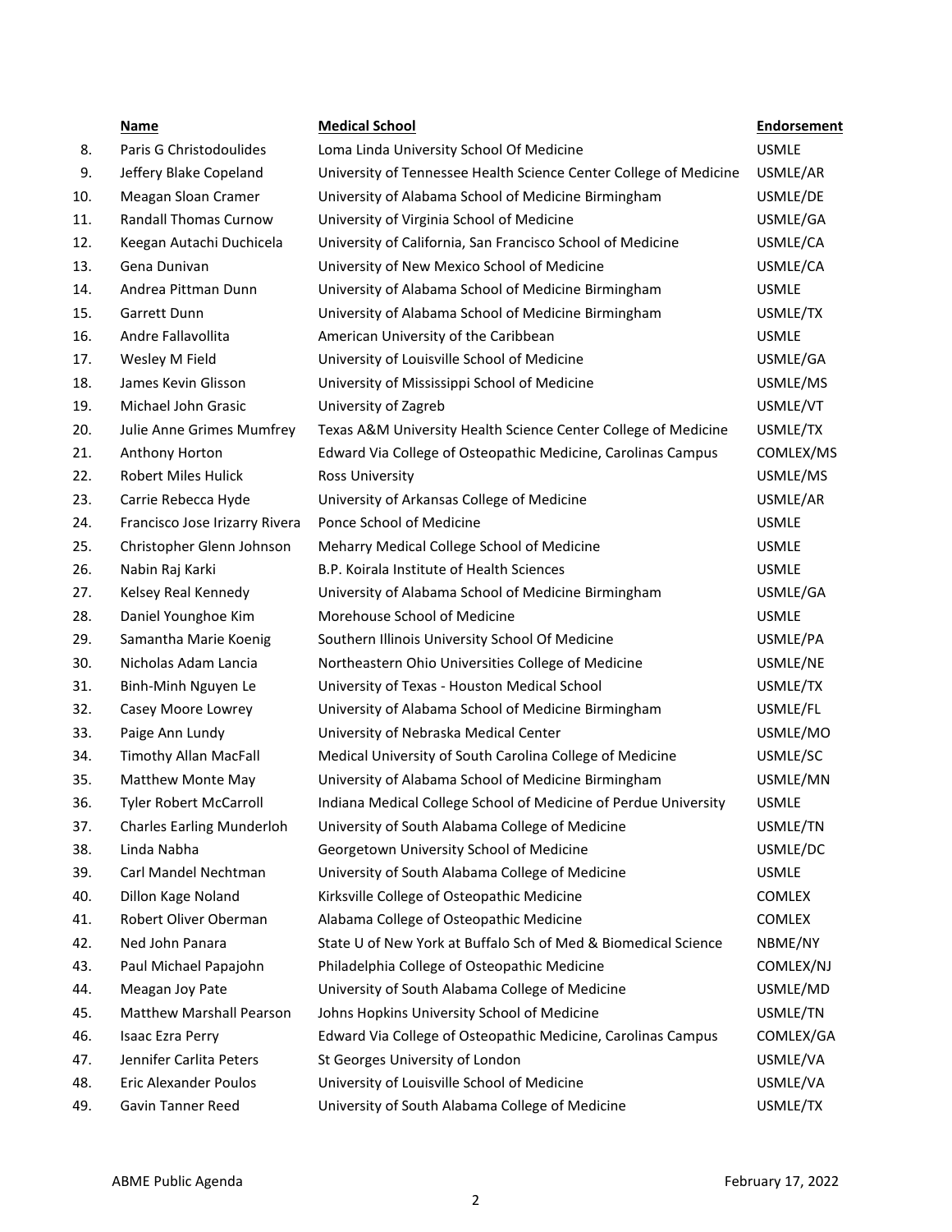|  | Name | Medical School | Endorsement |
|---|---|---|---|
| 8. | Paris G Christodoulides | Loma Linda University School Of Medicine | USMLE |
| 9. | Jeffery Blake Copeland | University of Tennessee Health Science Center College of Medicine | USMLE/AR |
| 10. | Meagan Sloan Cramer | University of Alabama School of Medicine Birmingham | USMLE/DE |
| 11. | Randall Thomas Curnow | University of Virginia School of Medicine | USMLE/GA |
| 12. | Keegan Autachi Duchicela | University of California, San Francisco School of Medicine | USMLE/CA |
| 13. | Gena Dunivan | University of New Mexico School of Medicine | USMLE/CA |
| 14. | Andrea Pittman Dunn | University of Alabama School of Medicine Birmingham | USMLE |
| 15. | Garrett Dunn | University of Alabama School of Medicine Birmingham | USMLE/TX |
| 16. | Andre Fallavollita | American University of the Caribbean | USMLE |
| 17. | Wesley M Field | University of Louisville School of Medicine | USMLE/GA |
| 18. | James Kevin Glisson | University of Mississippi School of Medicine | USMLE/MS |
| 19. | Michael John Grasic | University of Zagreb | USMLE/VT |
| 20. | Julie Anne Grimes Mumfrey | Texas A&M University Health Science Center College of Medicine | USMLE/TX |
| 21. | Anthony Horton | Edward Via College of Osteopathic Medicine, Carolinas Campus | COMLEX/MS |
| 22. | Robert Miles Hulick | Ross University | USMLE/MS |
| 23. | Carrie Rebecca Hyde | University of Arkansas College of Medicine | USMLE/AR |
| 24. | Francisco Jose Irizarry Rivera | Ponce School of Medicine | USMLE |
| 25. | Christopher Glenn Johnson | Meharry Medical College School of Medicine | USMLE |
| 26. | Nabin Raj Karki | B.P. Koirala Institute of Health Sciences | USMLE |
| 27. | Kelsey Real Kennedy | University of Alabama School of Medicine Birmingham | USMLE/GA |
| 28. | Daniel Younghoe Kim | Morehouse School of Medicine | USMLE |
| 29. | Samantha Marie Koenig | Southern Illinois University School Of Medicine | USMLE/PA |
| 30. | Nicholas Adam Lancia | Northeastern Ohio Universities College of Medicine | USMLE/NE |
| 31. | Binh-Minh Nguyen Le | University of Texas - Houston Medical School | USMLE/TX |
| 32. | Casey Moore Lowrey | University of Alabama School of Medicine Birmingham | USMLE/FL |
| 33. | Paige Ann Lundy | University of Nebraska Medical Center | USMLE/MO |
| 34. | Timothy Allan MacFall | Medical University of South Carolina College of Medicine | USMLE/SC |
| 35. | Matthew Monte May | University of Alabama School of Medicine Birmingham | USMLE/MN |
| 36. | Tyler Robert McCarroll | Indiana Medical College School of Medicine of Perdue University | USMLE |
| 37. | Charles Earling Munderloh | University of South Alabama College of Medicine | USMLE/TN |
| 38. | Linda Nabha | Georgetown University School of Medicine | USMLE/DC |
| 39. | Carl Mandel Nechtman | University of South Alabama College of Medicine | USMLE |
| 40. | Dillon Kage Noland | Kirksville College of Osteopathic Medicine | COMLEX |
| 41. | Robert Oliver Oberman | Alabama College of Osteopathic Medicine | COMLEX |
| 42. | Ned John Panara | State U of New York at Buffalo Sch of Med & Biomedical Science | NBME/NY |
| 43. | Paul Michael Papajohn | Philadelphia College of Osteopathic Medicine | COMLEX/NJ |
| 44. | Meagan Joy Pate | University of South Alabama College of Medicine | USMLE/MD |
| 45. | Matthew Marshall Pearson | Johns Hopkins University School of Medicine | USMLE/TN |
| 46. | Isaac Ezra Perry | Edward Via College of Osteopathic Medicine, Carolinas Campus | COMLEX/GA |
| 47. | Jennifer Carlita Peters | St Georges University of London | USMLE/VA |
| 48. | Eric Alexander Poulos | University of Louisville School of Medicine | USMLE/VA |
| 49. | Gavin Tanner Reed | University of South Alabama College of Medicine | USMLE/TX |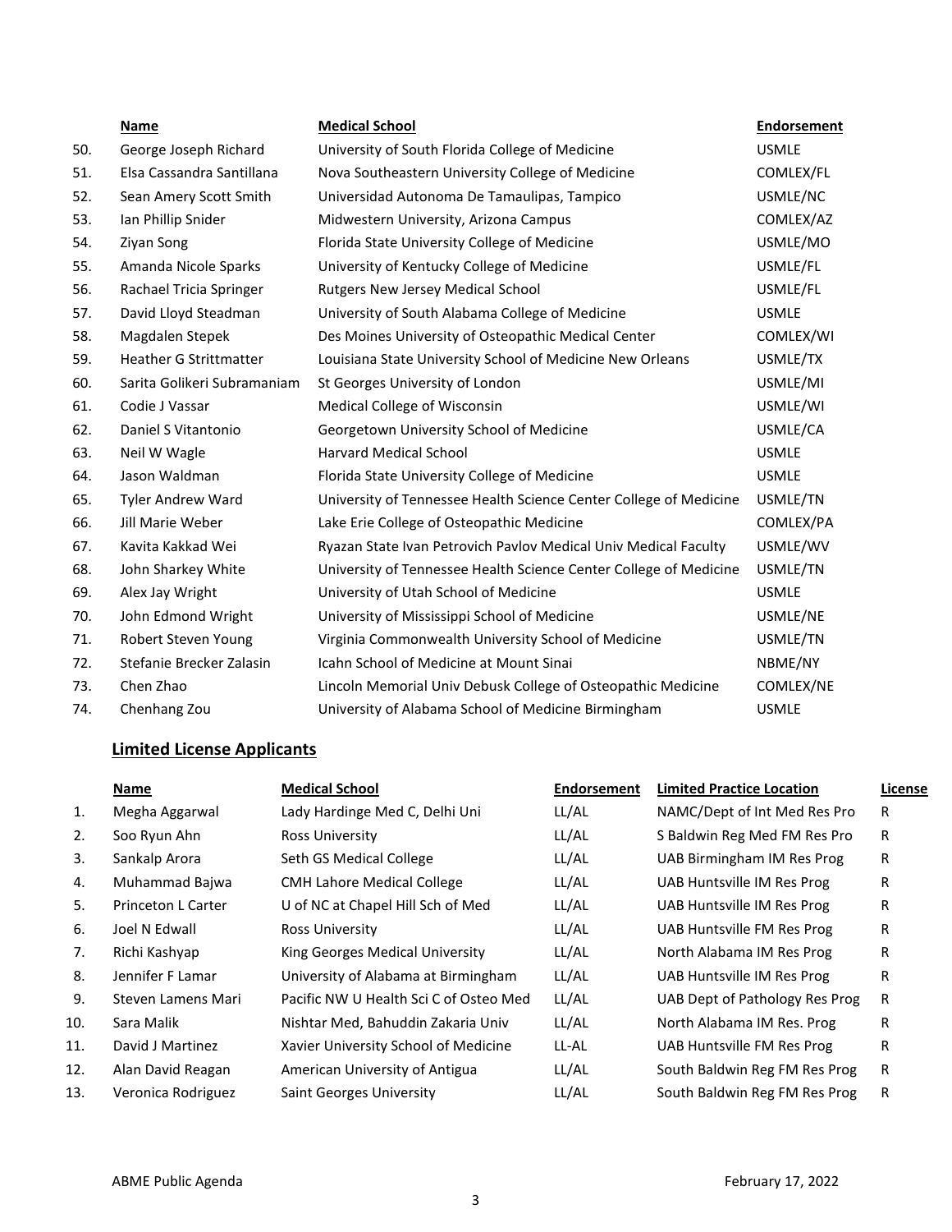| | Name | Medical School | Endorsement |
|---|---|---|---|
| 50. | George Joseph Richard | University of South Florida College of Medicine | USMLE |
| 51. | Elsa Cassandra Santillana | Nova Southeastern University College of Medicine | COMLEX/FL |
| 52. | Sean Amery Scott Smith | Universidad Autonoma De Tamaulipas, Tampico | USMLE/NC |
| 53. | Ian Phillip Snider | Midwestern University, Arizona Campus | COMLEX/AZ |
| 54. | Ziyan Song | Florida State University College of Medicine | USMLE/MO |
| 55. | Amanda Nicole Sparks | University of Kentucky College of Medicine | USMLE/FL |
| 56. | Rachael Tricia Springer | Rutgers New Jersey Medical School | USMLE/FL |
| 57. | David Lloyd Steadman | University of South Alabama College of Medicine | USMLE |
| 58. | Magdalen Stepek | Des Moines University of Osteopathic Medical Center | COMLEX/WI |
| 59. | Heather G Strittmatter | Louisiana State University School of Medicine New Orleans | USMLE/TX |
| 60. | Sarita Golikeri Subramaniam | St Georges University of London | USMLE/MI |
| 61. | Codie J Vassar | Medical College of Wisconsin | USMLE/WI |
| 62. | Daniel S Vitantonio | Georgetown University School of Medicine | USMLE/CA |
| 63. | Neil W Wagle | Harvard Medical School | USMLE |
| 64. | Jason Waldman | Florida State University College of Medicine | USMLE |
| 65. | Tyler Andrew Ward | University of Tennessee Health Science Center College of Medicine | USMLE/TN |
| 66. | Jill Marie Weber | Lake Erie College of Osteopathic Medicine | COMLEX/PA |
| 67. | Kavita Kakkad Wei | Ryazan State Ivan Petrovich Pavlov Medical Univ Medical Faculty | USMLE/WV |
| 68. | John Sharkey White | University of Tennessee Health Science Center College of Medicine | USMLE/TN |
| 69. | Alex Jay Wright | University of Utah School of Medicine | USMLE |
| 70. | John Edmond Wright | University of Mississippi School of Medicine | USMLE/NE |
| 71. | Robert Steven Young | Virginia Commonwealth University School of Medicine | USMLE/TN |
| 72. | Stefanie Brecker Zalasin | Icahn School of Medicine at Mount Sinai | NBME/NY |
| 73. | Chen Zhao | Lincoln Memorial Univ Debusk College of Osteopathic Medicine | COMLEX/NE |
| 74. | Chenhang Zou | University of Alabama School of Medicine Birmingham | USMLE |

## Limited License Applicants

| | Name | Medical School | Endorsement | Limited Practice Location | License |
|---|---|---|---|---|---|
| 1. | Megha Aggarwal | Lady Hardinge Med C, Delhi Uni | LL/AL | NAMC/Dept of Int Med Res Pro | R |
| 2. | Soo Ryun Ahn | Ross University | LL/AL | S Baldwin Reg Med FM Res Pro | R |
| 3. | Sankalp Arora | Seth GS Medical College | LL/AL | UAB Birmingham IM Res Prog | R |
| 4. | Muhammad Bajwa | CMH Lahore Medical College | LL/AL | UAB Huntsville IM Res Prog | R |
| 5. | Princeton L Carter | U of NC at Chapel Hill Sch of Med | LL/AL | UAB Huntsville IM Res Prog | R |
| 6. | Joel N Edwall | Ross University | LL/AL | UAB Huntsville FM Res Prog | R |
| 7. | Richi Kashyap | King Georges Medical University | LL/AL | North Alabama IM Res Prog | R |
| 8. | Jennifer F Lamar | University of Alabama at Birmingham | LL/AL | UAB Huntsville IM Res Prog | R |
| 9. | Steven Lamens Mari | Pacific NW U Health Sci C of Osteo Med | LL/AL | UAB Dept of Pathology Res Prog | R |
| 10. | Sara Malik | Nishtar Med, Bahuddin Zakaria Univ | LL/AL | North Alabama IM Res. Prog | R |
| 11. | David J Martinez | Xavier University School of Medicine | LL-AL | UAB Huntsville FM Res Prog | R |
| 12. | Alan David Reagan | American University of Antigua | LL/AL | South Baldwin Reg FM Res Prog | R |
| 13. | Veronica Rodriguez | Saint Georges University | LL/AL | South Baldwin Reg FM Res Prog | R |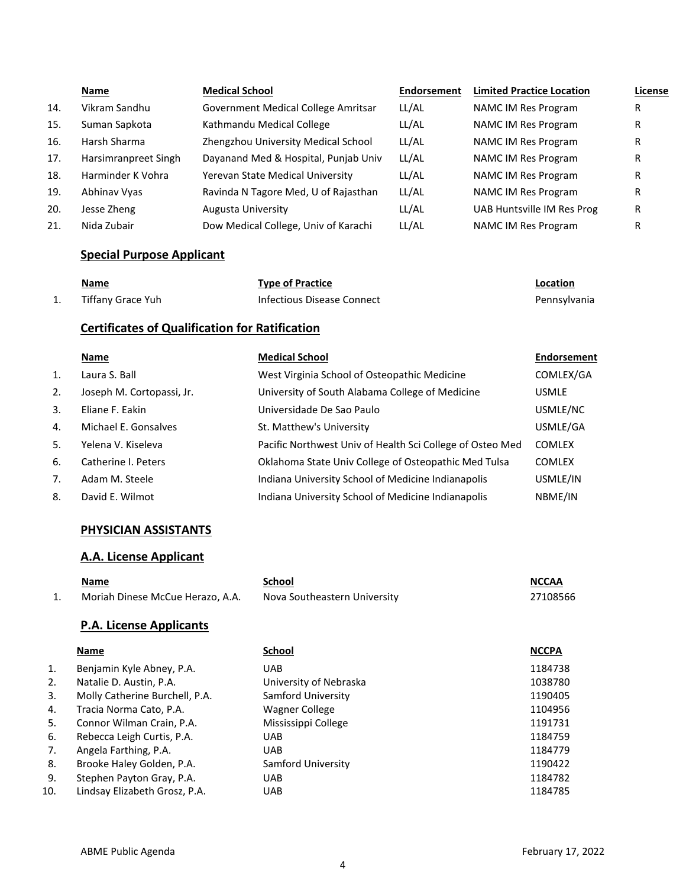| | Name | Medical School | Endorsement | Limited Practice Location | License |
|---|---|---|---|---|---|
| 14. | Vikram Sandhu | Government Medical College Amritsar | LL/AL | NAMC IM Res Program | R |
| 15. | Suman Sapkota | Kathmandu Medical College | LL/AL | NAMC IM Res Program | R |
| 16. | Harsh Sharma | Zhengzhou University Medical School | LL/AL | NAMC IM Res Program | R |
| 17. | Harsimranpreet Singh | Dayanand Med & Hospital, Punjab Univ | LL/AL | NAMC IM Res Program | R |
| 18. | Harminder K Vohra | Yerevan State Medical University | LL/AL | NAMC IM Res Program | R |
| 19. | Abhinav Vyas | Ravinda N Tagore Med, U of Rajasthan | LL/AL | NAMC IM Res Program | R |
| 20. | Jesse Zheng | Augusta University | LL/AL | UAB Huntsville IM Res Prog | R |
| 21. | Nida Zubair | Dow Medical College, Univ of Karachi | LL/AL | NAMC IM Res Program | R |

## Special Purpose Applicant

| | Name | Type of Practice | Location |
|---|---|---|---|
| 1. | Tiffany Grace Yuh | Infectious Disease Connect | Pennsylvania |

## Certificates of Qualification for Ratification

| | Name | Medical School | Endorsement |
|---|---|---|---|
| 1. | Laura S. Ball | West Virginia School of Osteopathic Medicine | COMLEX/GA |
| 2. | Joseph M. Cortopassi, Jr. | University of South Alabama College of Medicine | USMLE |
| 3. | Eliane F. Eakin | Universidade De Sao Paulo | USMLE/NC |
| 4. | Michael E. Gonsalves | St. Matthew's University | USMLE/GA |
| 5. | Yelena V. Kiseleva | Pacific Northwest Univ of Health Sci College of Osteo Med | COMLEX |
| 6. | Catherine I. Peters | Oklahoma State Univ College of Osteopathic Med Tulsa | COMLEX |
| 7. | Adam M. Steele | Indiana University School of Medicine Indianapolis | USMLE/IN |
| 8. | David E. Wilmot | Indiana University School of Medicine Indianapolis | NBME/IN |

## PHYSICIAN ASSISTANTS

## A.A. License Applicant

| | Name | School | NCCAA |
|---|---|---|---|
| 1. | Moriah Dinese McCue Herazo, A.A. | Nova Southeastern University | 27108566 |

## P.A. License Applicants

| | Name | School | NCCPA |
|---|---|---|---|
| 1. | Benjamin Kyle Abney, P.A. | UAB | 1184738 |
| 2. | Natalie D. Austin, P.A. | University of Nebraska | 1038780 |
| 3. | Molly Catherine Burchell, P.A. | Samford University | 1190405 |
| 4. | Tracia Norma Cato, P.A. | Wagner College | 1104956 |
| 5. | Connor Wilman Crain, P.A. | Mississippi College | 1191731 |
| 6. | Rebecca Leigh Curtis, P.A. | UAB | 1184759 |
| 7. | Angela Farthing, P.A. | UAB | 1184779 |
| 8. | Brooke Haley Golden, P.A. | Samford University | 1190422 |
| 9. | Stephen Payton Gray, P.A. | UAB | 1184782 |
| 10. | Lindsay Elizabeth Grosz, P.A. | UAB | 1184785 |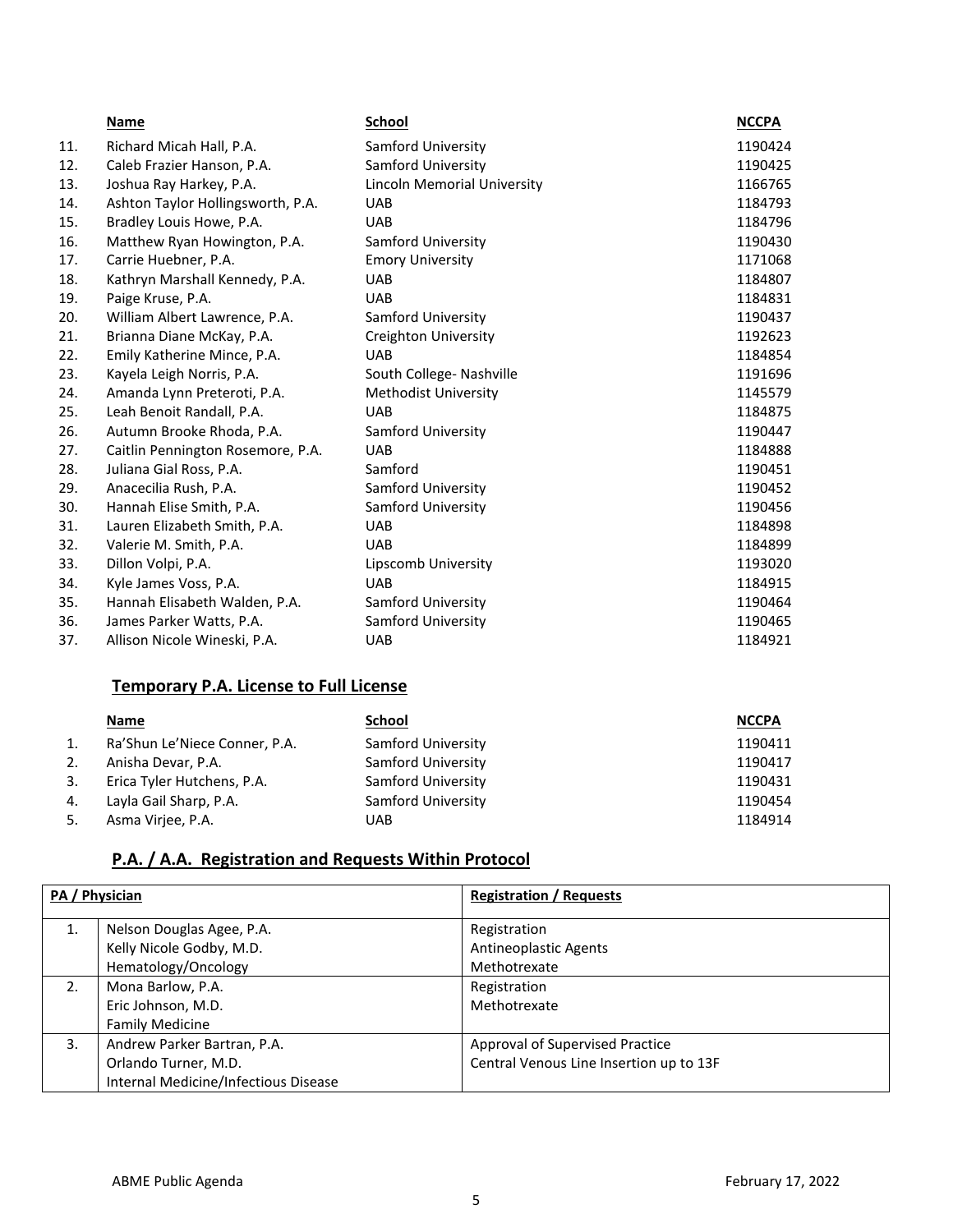| | Name | School | NCCPA |
|---|---|---|---|
| 11. | Richard Micah Hall, P.A. | Samford University | 1190424 |
| 12. | Caleb Frazier Hanson, P.A. | Samford University | 1190425 |
| 13. | Joshua Ray Harkey, P.A. | Lincoln Memorial University | 1166765 |
| 14. | Ashton Taylor Hollingsworth, P.A. | UAB | 1184793 |
| 15. | Bradley Louis Howe, P.A. | UAB | 1184796 |
| 16. | Matthew Ryan Howington, P.A. | Samford University | 1190430 |
| 17. | Carrie Huebner, P.A. | Emory University | 1171068 |
| 18. | Kathryn Marshall Kennedy, P.A. | UAB | 1184807 |
| 19. | Paige Kruse, P.A. | UAB | 1184831 |
| 20. | William Albert Lawrence, P.A. | Samford University | 1190437 |
| 21. | Brianna Diane McKay, P.A. | Creighton University | 1192623 |
| 22. | Emily Katherine Mince, P.A. | UAB | 1184854 |
| 23. | Kayela Leigh Norris, P.A. | South College- Nashville | 1191696 |
| 24. | Amanda Lynn Preteroti, P.A. | Methodist University | 1145579 |
| 25. | Leah Benoit Randall, P.A. | UAB | 1184875 |
| 26. | Autumn Brooke Rhoda, P.A. | Samford University | 1190447 |
| 27. | Caitlin Pennington Rosemore, P.A. | UAB | 1184888 |
| 28. | Juliana Gial Ross, P.A. | Samford | 1190451 |
| 29. | Anacecilia Rush, P.A. | Samford University | 1190452 |
| 30. | Hannah Elise Smith, P.A. | Samford University | 1190456 |
| 31. | Lauren Elizabeth Smith, P.A. | UAB | 1184898 |
| 32. | Valerie M. Smith, P.A. | UAB | 1184899 |
| 33. | Dillon Volpi, P.A. | Lipscomb University | 1193020 |
| 34. | Kyle James Voss, P.A. | UAB | 1184915 |
| 35. | Hannah Elisabeth Walden, P.A. | Samford University | 1190464 |
| 36. | James Parker Watts, P.A. | Samford University | 1190465 |
| 37. | Allison Nicole Wineski, P.A. | UAB | 1184921 |

## Temporary P.A. License to Full License

| | Name | School | NCCPA |
|---|---|---|---|
| 1. | Ra'Shun Le'Niece Conner, P.A. | Samford University | 1190411 |
| 2. | Anisha Devar, P.A. | Samford University | 1190417 |
| 3. | Erica Tyler Hutchens, P.A. | Samford University | 1190431 |
| 4. | Layla Gail Sharp, P.A. | Samford University | 1190454 |
| 5. | Asma Virjee, P.A. | UAB | 1184914 |

## P.A. / A.A. Registration and Requests Within Protocol

| | PA / Physician | Registration / Requests |
|---|---|---|
| 1. | Nelson Douglas Agee, P.A.<br>Kelly Nicole Godby, M.D.<br>Hematology/Oncology | Registration<br>Antineoplastic Agents<br>Methotrexate |
| 2. | Mona Barlow, P.A.<br>Eric Johnson, M.D.<br>Family Medicine | Registration<br>Methotrexate |
| 3. | Andrew Parker Bartran, P.A.<br>Orlando Turner, M.D.<br>Internal Medicine/Infectious Disease | Approval of Supervised Practice<br>Central Venous Line Insertion up to 13F |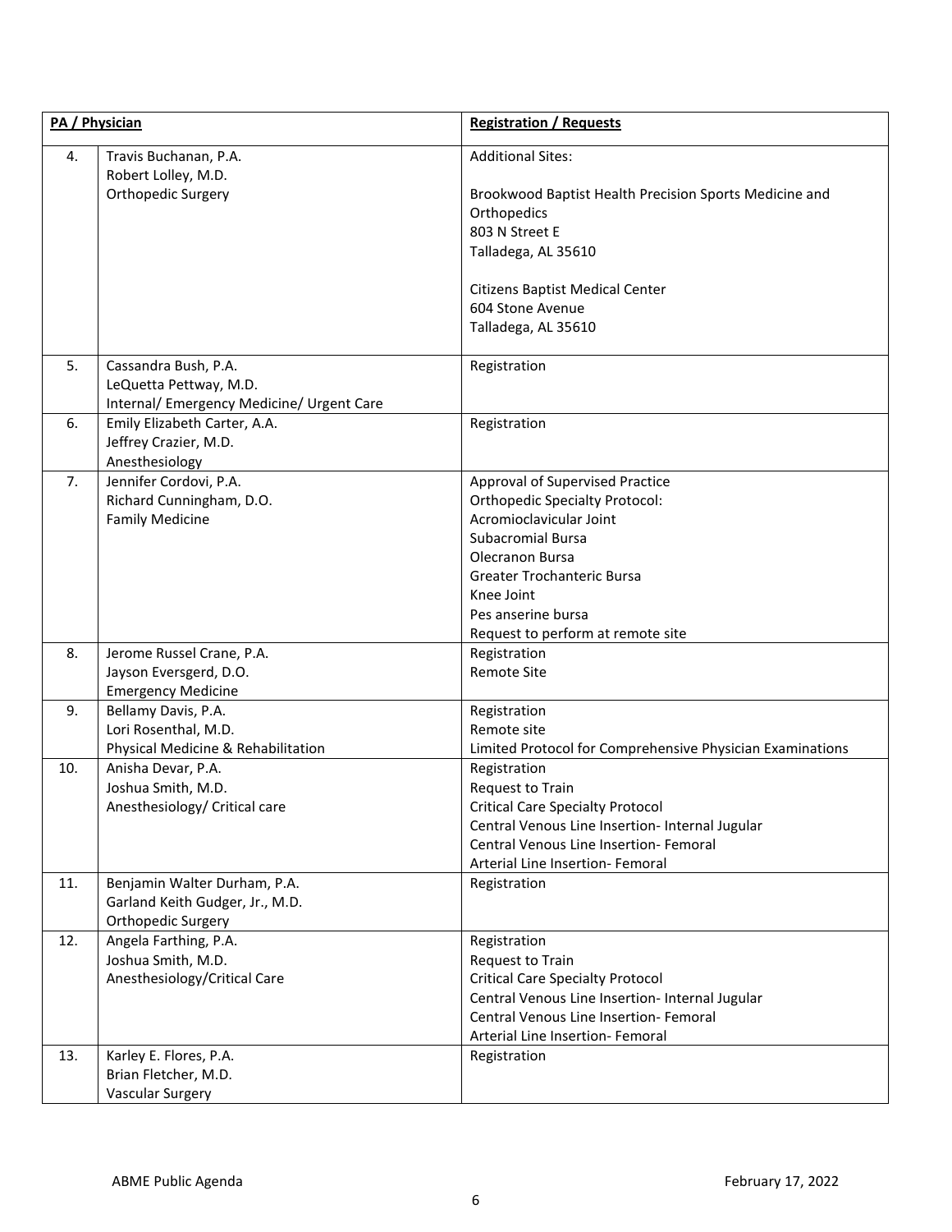| PA / Physician | | Registration / Requests |
|---|---|---|
| 4. | Travis Buchanan, P.A.<br>Robert Lolley, M.D.<br>Orthopedic Surgery | Additional Sites:<br><br>Brookwood Baptist Health Precision Sports Medicine and Orthopedics<br>803 N Street E<br>Talladega, AL 35610<br><br>Citizens Baptist Medical Center<br>604 Stone Avenue<br>Talladega, AL 35610 |
| 5. | Cassandra Bush, P.A.<br>LeQuetta Pettway, M.D.<br>Internal/ Emergency Medicine/ Urgent Care | Registration |
| 6. | Emily Elizabeth Carter, A.A.<br>Jeffrey Crazier, M.D.<br>Anesthesiology | Registration |
| 7. | Jennifer Cordovi, P.A.<br>Richard Cunningham, D.O.<br>Family Medicine | Approval of Supervised Practice<br>Orthopedic Specialty Protocol:<br>Acromioclavicular Joint<br>Subacromial Bursa<br>Olecranon Bursa<br>Greater Trochanteric Bursa<br>Knee Joint<br>Pes anserine bursa<br>Request to perform at remote site |
| 8. | Jerome Russel Crane, P.A.<br>Jayson Eversgerd, D.O.<br>Emergency Medicine | Registration<br>Remote Site |
| 9. | Bellamy Davis, P.A.<br>Lori Rosenthal, M.D.<br>Physical Medicine & Rehabilitation | Registration<br>Remote site<br>Limited Protocol for Comprehensive Physician Examinations |
| 10. | Anisha Devar, P.A.<br>Joshua Smith, M.D.<br>Anesthesiology/ Critical care | Registration<br>Request to Train<br>Critical Care Specialty Protocol<br>Central Venous Line Insertion- Internal Jugular<br>Central Venous Line Insertion- Femoral<br>Arterial Line Insertion- Femoral |
| 11. | Benjamin Walter Durham, P.A.<br>Garland Keith Gudger, Jr., M.D.<br>Orthopedic Surgery | Registration |
| 12. | Angela Farthing, P.A.<br>Joshua Smith, M.D.<br>Anesthesiology/Critical Care | Registration<br>Request to Train<br>Critical Care Specialty Protocol<br>Central Venous Line Insertion- Internal Jugular<br>Central Venous Line Insertion- Femoral<br>Arterial Line Insertion- Femoral |
| 13. | Karley E. Flores, P.A.<br>Brian Fletcher, M.D.<br>Vascular Surgery | Registration |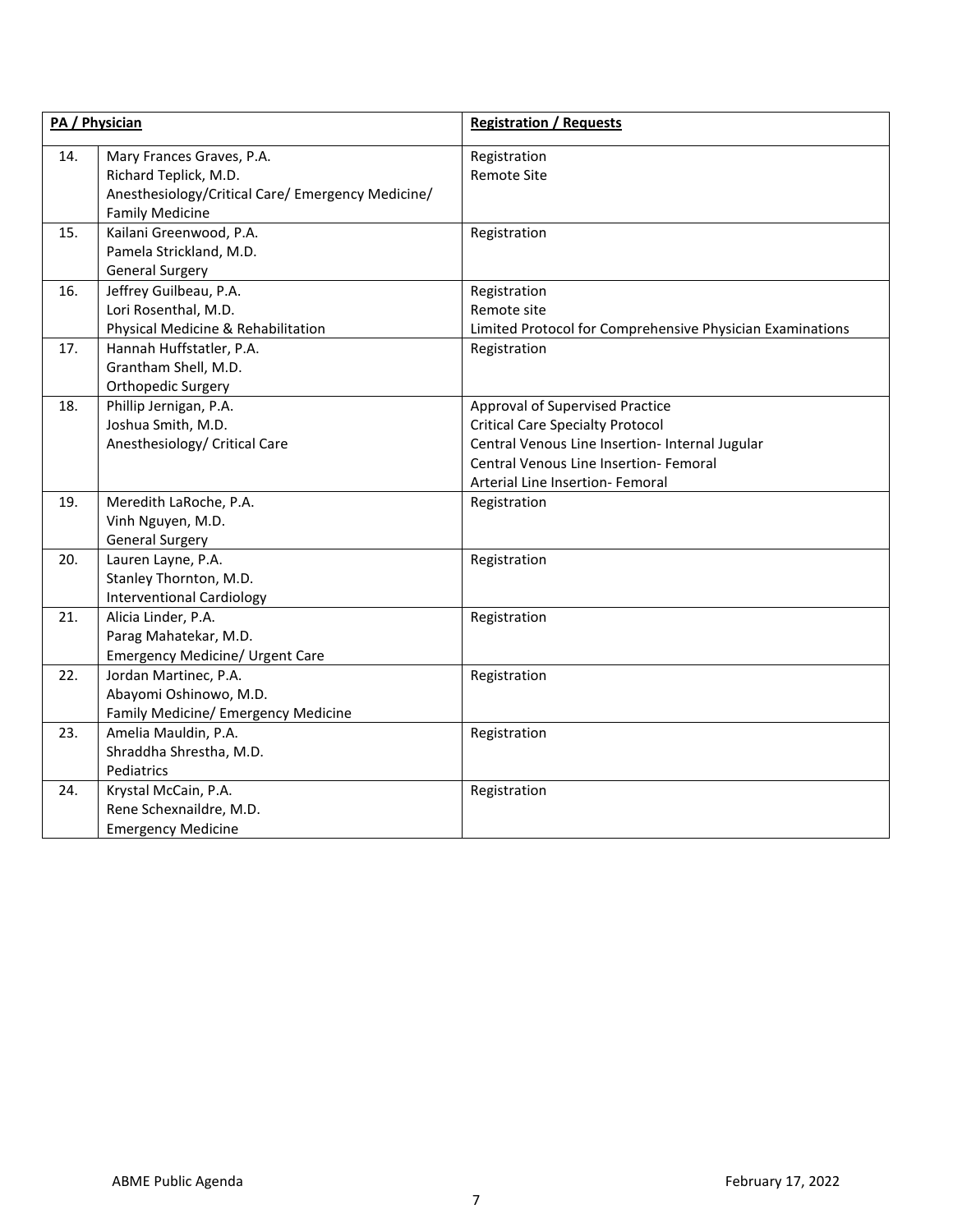| PA / Physician | | Registration / Requests |
|---|---|---|
| 14. | Mary Frances Graves, P.A.<br>Richard Teplick, M.D.<br>Anesthesiology/Critical Care/ Emergency Medicine/ Family Medicine | Registration<br>Remote Site |
| 15. | Kailani Greenwood, P.A.<br>Pamela Strickland, M.D.<br>General Surgery | Registration |
| 16. | Jeffrey Guilbeau, P.A.<br>Lori Rosenthal, M.D.<br>Physical Medicine & Rehabilitation | Registration<br>Remote site<br>Limited Protocol for Comprehensive Physician Examinations |
| 17. | Hannah Huffstatler, P.A.<br>Grantham Shell, M.D.<br>Orthopedic Surgery | Registration |
| 18. | Phillip Jernigan, P.A.<br>Joshua Smith, M.D.<br>Anesthesiology/ Critical Care | Approval of Supervised Practice<br>Critical Care Specialty Protocol<br>Central Venous Line Insertion- Internal Jugular<br>Central Venous Line Insertion- Femoral<br>Arterial Line Insertion- Femoral |
| 19. | Meredith LaRoche, P.A.<br>Vinh Nguyen, M.D.<br>General Surgery | Registration |
| 20. | Lauren Layne, P.A.<br>Stanley Thornton, M.D.<br>Interventional Cardiology | Registration |
| 21. | Alicia Linder, P.A.<br>Parag Mahatekar, M.D.<br>Emergency Medicine/ Urgent Care | Registration |
| 22. | Jordan Martinec, P.A.<br>Abayomi Oshinowo, M.D.<br>Family Medicine/ Emergency Medicine | Registration |
| 23. | Amelia Mauldin, P.A.<br>Shraddha Shrestha, M.D.<br>Pediatrics | Registration |
| 24. | Krystal McCain, P.A.<br>Rene Schexnaildre, M.D.<br>Emergency Medicine | Registration |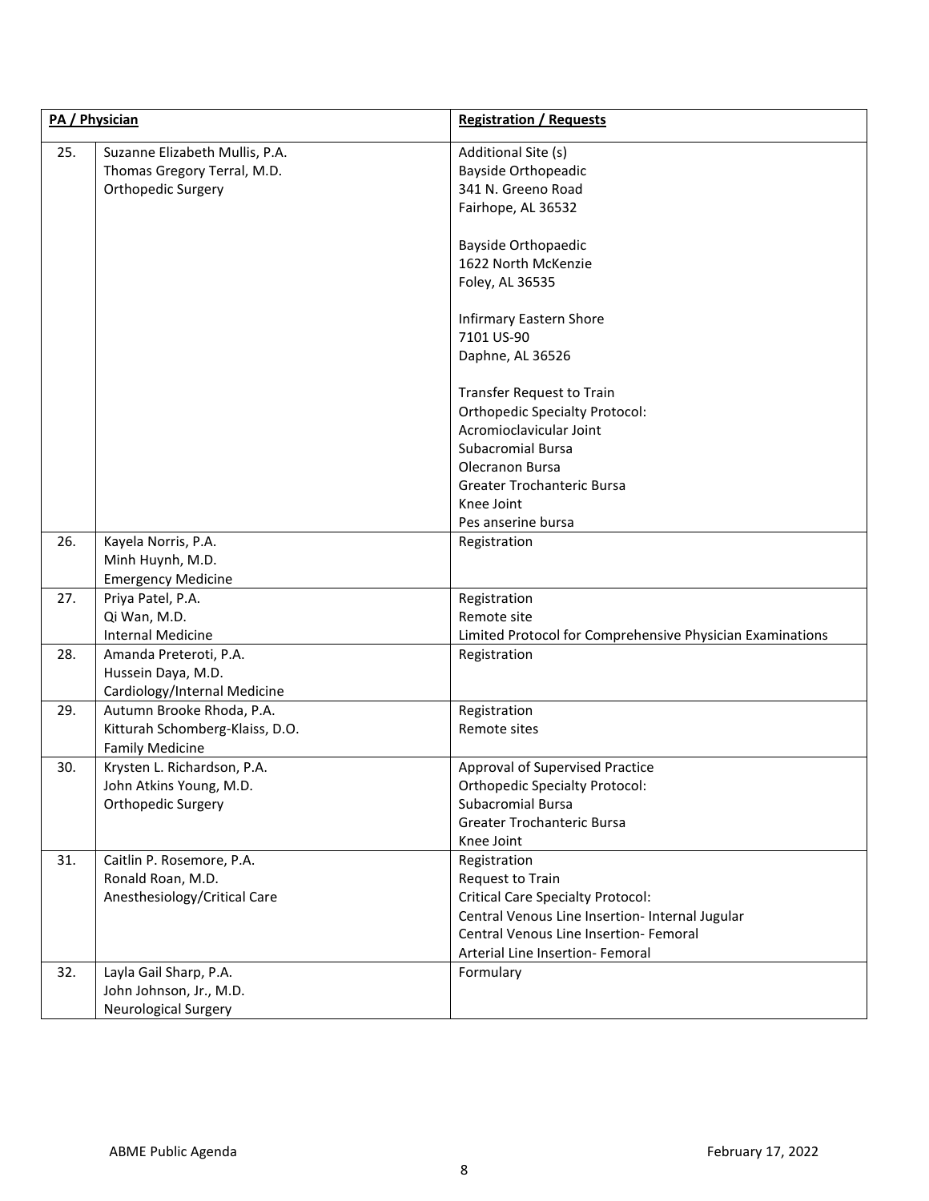| PA / Physician | | Registration / Requests |
|---|---|---|
| 25. | Suzanne Elizabeth Mullis, P.A.<br>Thomas Gregory Terral, M.D.<br>Orthopedic Surgery | Additional Site (s)<br>Bayside Orthopeadic<br>341 N. Greeno Road<br>Fairhope, AL 36532<br><br>Bayside Orthopaedic<br>1622 North McKenzie<br>Foley, AL 36535<br><br>Infirmary Eastern Shore<br>7101 US-90<br>Daphne, AL 36526<br><br>Transfer Request to Train<br>Orthopedic Specialty Protocol:<br>Acromioclavicular Joint<br>Subacromial Bursa<br>Olecranon Bursa<br>Greater Trochanteric Bursa<br>Knee Joint<br>Pes anserine bursa |
| 26. | Kayela Norris, P.A.<br>Minh Huynh, M.D.<br>Emergency Medicine | Registration |
| 27. | Priya Patel, P.A.<br>Qi Wan, M.D.<br>Internal Medicine | Registration<br>Remote site<br>Limited Protocol for Comprehensive Physician Examinations |
| 28. | Amanda Preteroti, P.A.<br>Hussein Daya, M.D.<br>Cardiology/Internal Medicine | Registration |
| 29. | Autumn Brooke Rhoda, P.A.<br>Kitturah Schomberg-Klaiss, D.O.<br>Family Medicine | Registration<br>Remote sites |
| 30. | Krysten L. Richardson, P.A.<br>John Atkins Young, M.D.<br>Orthopedic Surgery | Approval of Supervised Practice<br>Orthopedic Specialty Protocol:<br>Subacromial Bursa<br>Greater Trochanteric Bursa<br>Knee Joint |
| 31. | Caitlin P. Rosemore, P.A.<br>Ronald Roan, M.D.<br>Anesthesiology/Critical Care | Registration<br>Request to Train<br>Critical Care Specialty Protocol:<br>Central Venous Line Insertion- Internal Jugular<br>Central Venous Line Insertion- Femoral<br>Arterial Line Insertion- Femoral |
| 32. | Layla Gail Sharp, P.A.<br>John Johnson, Jr., M.D.<br>Neurological Surgery | Formulary |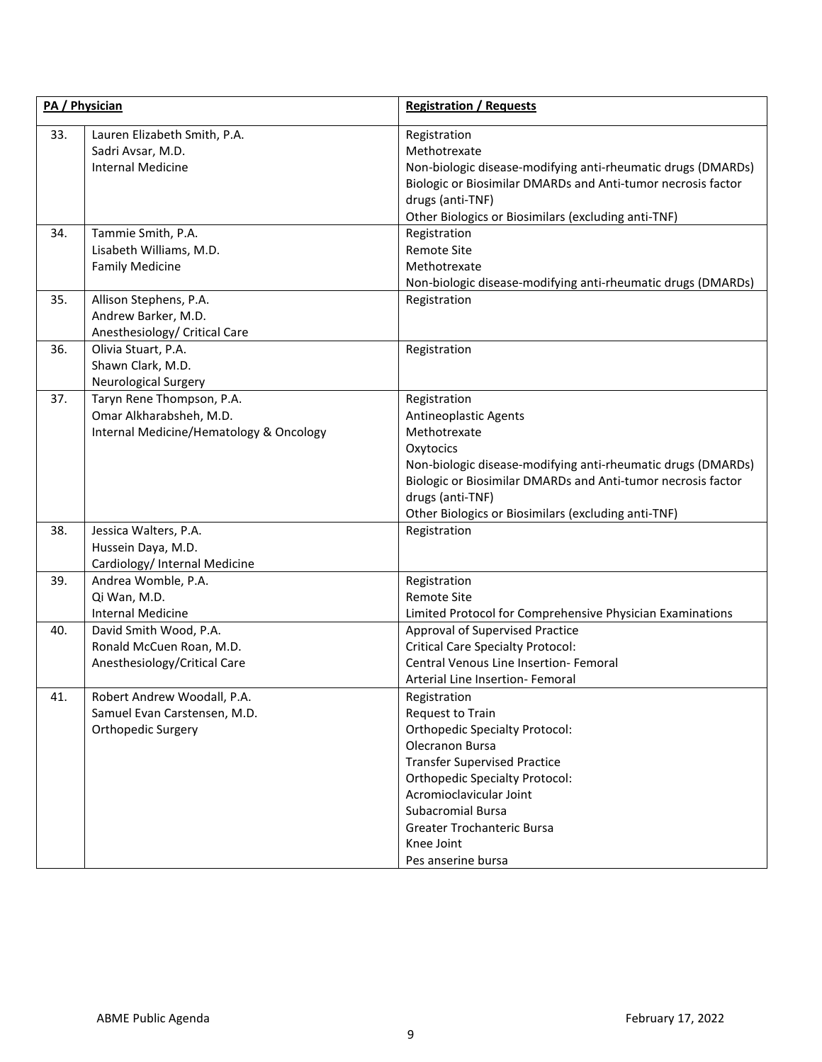| PA / Physician | | Registration / Requests |
|---|---|---|
| 33. | Lauren Elizabeth Smith, P.A.<br>Sadri Avsar, M.D.<br>Internal Medicine | Registration<br>Methotrexate<br>Non-biologic disease-modifying anti-rheumatic drugs (DMARDs)<br>Biologic or Biosimilar DMARDs and Anti-tumor necrosis factor drugs (anti-TNF)<br>Other Biologics or Biosimilars (excluding anti-TNF) |
| 34. | Tammie Smith, P.A.<br>Lisabeth Williams, M.D.<br>Family Medicine | Registration<br>Remote Site<br>Methotrexate<br>Non-biologic disease-modifying anti-rheumatic drugs (DMARDs) |
| 35. | Allison Stephens, P.A.<br>Andrew Barker, M.D.<br>Anesthesiology/ Critical Care | Registration |
| 36. | Olivia Stuart, P.A.<br>Shawn Clark, M.D.<br>Neurological Surgery | Registration |
| 37. | Taryn Rene Thompson, P.A.<br>Omar Alkharabsheh, M.D.<br>Internal Medicine/Hematology & Oncology | Registration<br>Antineoplastic Agents<br>Methotrexate<br>Oxytocics<br>Non-biologic disease-modifying anti-rheumatic drugs (DMARDs)<br>Biologic or Biosimilar DMARDs and Anti-tumor necrosis factor drugs (anti-TNF)<br>Other Biologics or Biosimilars (excluding anti-TNF) |
| 38. | Jessica Walters, P.A.<br>Hussein Daya, M.D.<br>Cardiology/ Internal Medicine | Registration |
| 39. | Andrea Womble, P.A.<br>Qi Wan, M.D.<br>Internal Medicine | Registration<br>Remote Site<br>Limited Protocol for Comprehensive Physician Examinations |
| 40. | David Smith Wood, P.A.<br>Ronald McCuen Roan, M.D.<br>Anesthesiology/Critical Care | Approval of Supervised Practice<br>Critical Care Specialty Protocol:<br>Central Venous Line Insertion- Femoral<br>Arterial Line Insertion- Femoral |
| 41. | Robert Andrew Woodall, P.A.<br>Samuel Evan Carstensen, M.D.<br>Orthopedic Surgery | Registration<br>Request to Train<br>Orthopedic Specialty Protocol:<br>Olecranon Bursa<br>Transfer Supervised Practice<br>Orthopedic Specialty Protocol:<br>Acromioclavicular Joint<br>Subacromial Bursa<br>Greater Trochanteric Bursa<br>Knee Joint<br>Pes anserine bursa |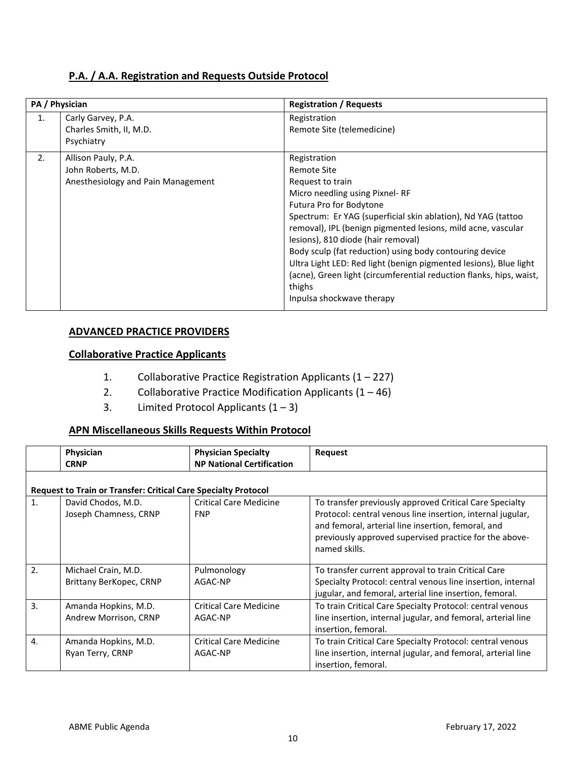## P.A. / A.A. Registration and Requests Outside Protocol

| PA / Physician | | Registration / Requests |
|---|---|---|
| 1. | Carly Garvey, P.A.<br>Charles Smith, II, M.D.<br>Psychiatry | Registration<br>Remote Site (telemedicine) |
| 2. | Allison Pauly, P.A.<br>John Roberts, M.D.<br>Anesthesiology and Pain Management | Registration<br>Remote Site<br>Request to train<br>Micro needling using Pixnel- RF<br>Futura Pro for Bodytone<br>Spectrum: Er YAG (superficial skin ablation), Nd YAG (tattoo removal), IPL (benign pigmented lesions, mild acne, vascular lesions), 810 diode (hair removal)<br>Body sculp (fat reduction) using body contouring device<br>Ultra Light LED: Red light (benign pigmented lesions), Blue light (acne), Green light (circumferential reduction flanks, hips, waist, thighs<br>Inpulsa shockwave therapy |

## ADVANCED PRACTICE PROVIDERS

### Collaborative Practice Applicants

1. Collaborative Practice Registration Applicants (1 – 227)
2. Collaborative Practice Modification Applicants (1 – 46)
3. Limited Protocol Applicants (1 – 3)

### APN Miscellaneous Skills Requests Within Protocol

| | Physician<br>CRNP | Physician Specialty<br>NP National Certification | Request |
|---|---|---|---|
| **Request to Train or Transfer: Critical Care Specialty Protocol** | | | |
| 1. | David Chodos, M.D.<br>Joseph Chamness, CRNP | Critical Care Medicine<br>FNP | To transfer previously approved Critical Care Specialty Protocol: central venous line insertion, internal jugular, and femoral, arterial line insertion, femoral, and previously approved supervised practice for the above-named skills. |
| 2. | Michael Crain, M.D.<br>Brittany BerKopec, CRNP | Pulmonology<br>AGAC-NP | To transfer current approval to train Critical Care Specialty Protocol: central venous line insertion, internal jugular, and femoral, arterial line insertion, femoral. |
| 3. | Amanda Hopkins, M.D.<br>Andrew Morrison, CRNP | Critical Care Medicine<br>AGAC-NP | To train Critical Care Specialty Protocol: central venous line insertion, internal jugular, and femoral, arterial line insertion, femoral. |
| 4. | Amanda Hopkins, M.D.<br>Ryan Terry, CRNP | Critical Care Medicine<br>AGAC-NP | To train Critical Care Specialty Protocol: central venous line insertion, internal jugular, and femoral, arterial line insertion, femoral. |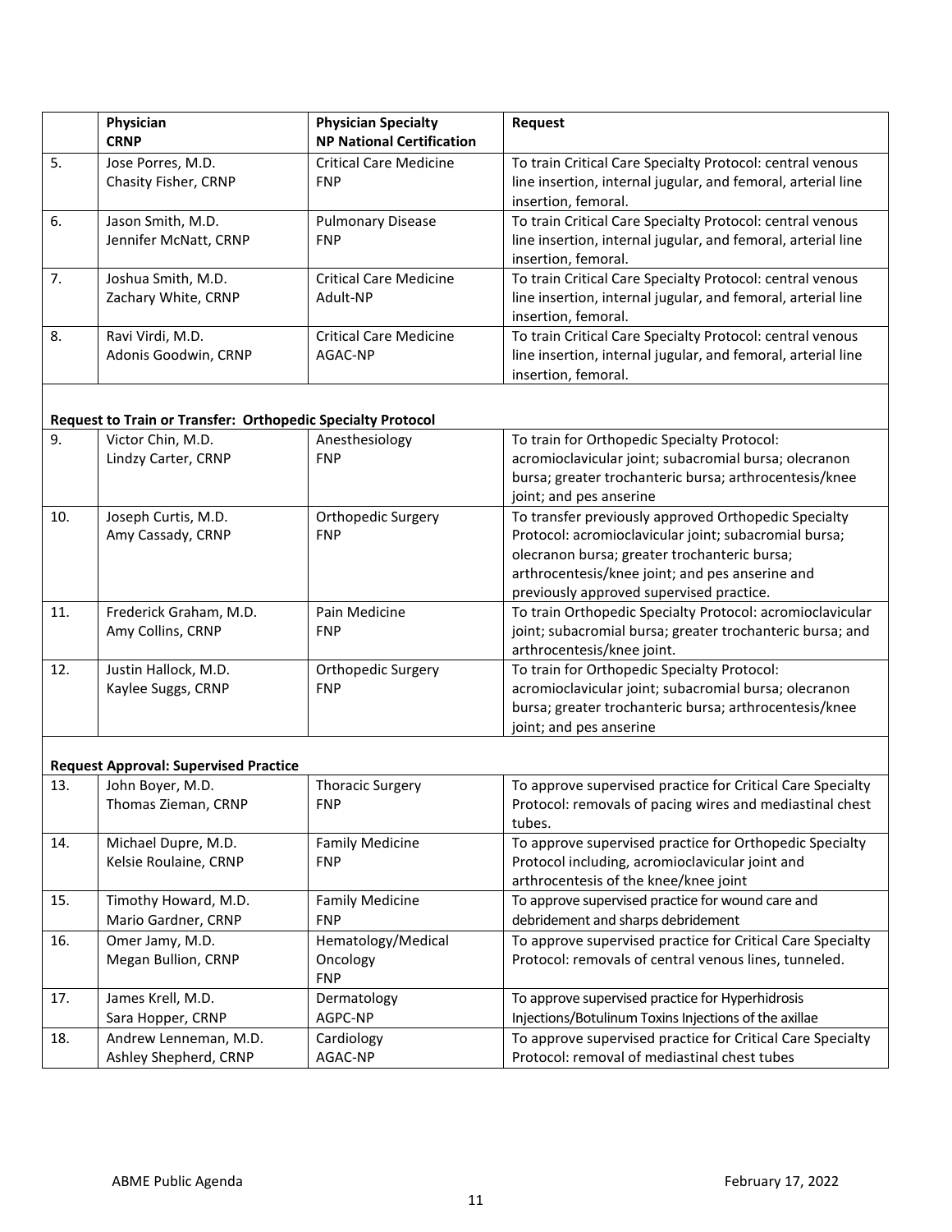| | Physician<br>CRNP | Physician Specialty<br>NP National Certification | Request |
|---|---|---|---|
| 5. | Jose Porres, M.D.<br>Chasity Fisher, CRNP | Critical Care Medicine<br>FNP | To train Critical Care Specialty Protocol: central venous line insertion, internal jugular, and femoral, arterial line insertion, femoral. |
| 6. | Jason Smith, M.D.<br>Jennifer McNatt, CRNP | Pulmonary Disease<br>FNP | To train Critical Care Specialty Protocol: central venous line insertion, internal jugular, and femoral, arterial line insertion, femoral. |
| 7. | Joshua Smith, M.D.<br>Zachary White, CRNP | Critical Care Medicine<br>Adult-NP | To train Critical Care Specialty Protocol: central venous line insertion, internal jugular, and femoral, arterial line insertion, femoral. |
| 8. | Ravi Virdi, M.D.<br>Adonis Goodwin, CRNP | Critical Care Medicine<br>AGAC-NP | To train Critical Care Specialty Protocol: central venous line insertion, internal jugular, and femoral, arterial line insertion, femoral. |
| **Request to Train or Transfer: Orthopedic Specialty Protocol** | | | |
| 9. | Victor Chin, M.D.<br>Lindzy Carter, CRNP | Anesthesiology<br>FNP | To train for Orthopedic Specialty Protocol: acromioclavicular joint; subacromial bursa; olecranon bursa; greater trochanteric bursa; arthrocentesis/knee joint; and pes anserine |
| 10. | Joseph Curtis, M.D.<br>Amy Cassady, CRNP | Orthopedic Surgery<br>FNP | To transfer previously approved Orthopedic Specialty Protocol: acromioclavicular joint; subacromial bursa; olecranon bursa; greater trochanteric bursa; arthrocentesis/knee joint; and pes anserine and previously approved supervised practice. |
| 11. | Frederick Graham, M.D.<br>Amy Collins, CRNP | Pain Medicine<br>FNP | To train Orthopedic Specialty Protocol: acromioclavicular joint; subacromial bursa; greater trochanteric bursa; and arthrocentesis/knee joint. |
| 12. | Justin Hallock, M.D.<br>Kaylee Suggs, CRNP | Orthopedic Surgery<br>FNP | To train for Orthopedic Specialty Protocol: acromioclavicular joint; subacromial bursa; olecranon bursa; greater trochanteric bursa; arthrocentesis/knee joint; and pes anserine |
| **Request Approval: Supervised Practice** | | | |
| 13. | John Boyer, M.D.<br>Thomas Zieman, CRNP | Thoracic Surgery<br>FNP | To approve supervised practice for Critical Care Specialty Protocol: removals of pacing wires and mediastinal chest tubes. |
| 14. | Michael Dupre, M.D.<br>Kelsie Roulaine, CRNP | Family Medicine<br>FNP | To approve supervised practice for Orthopedic Specialty Protocol including, acromioclavicular joint and arthrocentesis of the knee/knee joint |
| 15. | Timothy Howard, M.D.<br>Mario Gardner, CRNP | Family Medicine<br>FNP | To approve supervised practice for wound care and debridement and sharps debridement |
| 16. | Omer Jamy, M.D.<br>Megan Bullion, CRNP | Hematology/Medical Oncology<br>FNP | To approve supervised practice for Critical Care Specialty Protocol: removals of central venous lines, tunneled. |
| 17. | James Krell, M.D.<br>Sara Hopper, CRNP | Dermatology<br>AGPC-NP | To approve supervised practice for Hyperhidrosis Injections/Botulinum Toxins Injections of the axillae |
| 18. | Andrew Lenneman, M.D.<br>Ashley Shepherd, CRNP | Cardiology<br>AGAC-NP | To approve supervised practice for Critical Care Specialty Protocol: removal of mediastinal chest tubes |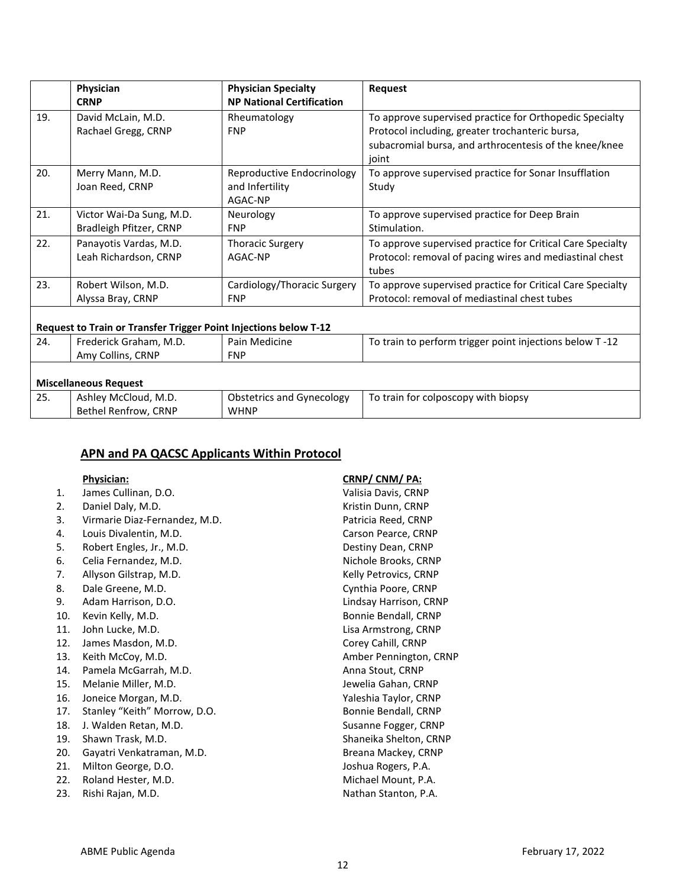|  | Physician<br>CRNP | Physician Specialty<br>NP National Certification | Request |
|---|---|---|---|
| 19. | David McLain, M.D.<br>Rachael Gregg, CRNP | Rheumatology<br>FNP | To approve supervised practice for Orthopedic Specialty Protocol including, greater trochanteric bursa, subacromial bursa, and arthrocentesis of the knee/knee joint |
| 20. | Merry Mann, M.D.<br>Joan Reed, CRNP | Reproductive Endocrinology and Infertility<br>AGAC-NP | To approve supervised practice for Sonar Insufflation Study |
| 21. | Victor Wai-Da Sung, M.D.<br>Bradleigh Pfitzer, CRNP | Neurology<br>FNP | To approve supervised practice for Deep Brain Stimulation. |
| 22. | Panayotis Vardas, M.D.<br>Leah Richardson, CRNP | Thoracic Surgery<br>AGAC-NP | To approve supervised practice for Critical Care Specialty Protocol: removal of pacing wires and mediastinal chest tubes |
| 23. | Robert Wilson, M.D.<br>Alyssa Bray, CRNP | Cardiology/Thoracic Surgery<br>FNP | To approve supervised practice for Critical Care Specialty Protocol: removal of mediastinal chest tubes |
| **Request to Train or Transfer Trigger Point Injections below T-12** | | | |
| 24. | Frederick Graham, M.D.<br>Amy Collins, CRNP | Pain Medicine<br>FNP | To train to perform trigger point injections below T -12 |
| **Miscellaneous Request** | | | |
| 25. | Ashley McCloud, M.D.<br>Bethel Renfrow, CRNP | Obstetrics and Gynecology<br>WHNP | To train for colposcopy with biopsy |

## APN and PA QACSC Applicants Within Protocol

|  | Physician: | CRNP/ CNM/ PA: |
|---|---|---|
| 1. | James Cullinan, D.O. | Valisia Davis, CRNP |
| 2. | Daniel Daly, M.D. | Kristin Dunn, CRNP |
| 3. | Virmarie Diaz-Fernandez, M.D. | Patricia Reed, CRNP |
| 4. | Louis Divalentin, M.D. | Carson Pearce, CRNP |
| 5. | Robert Engles, Jr., M.D. | Destiny Dean, CRNP |
| 6. | Celia Fernandez, M.D. | Nichole Brooks, CRNP |
| 7. | Allyson Gilstrap, M.D. | Kelly Petrovics, CRNP |
| 8. | Dale Greene, M.D. | Cynthia Poore, CRNP |
| 9. | Adam Harrison, D.O. | Lindsay Harrison, CRNP |
| 10. | Kevin Kelly, M.D. | Bonnie Bendall, CRNP |
| 11. | John Lucke, M.D. | Lisa Armstrong, CRNP |
| 12. | James Masdon, M.D. | Corey Cahill, CRNP |
| 13. | Keith McCoy, M.D. | Amber Pennington, CRNP |
| 14. | Pamela McGarrah, M.D. | Anna Stout, CRNP |
| 15. | Melanie Miller, M.D. | Jewelia Gahan, CRNP |
| 16. | Joneice Morgan, M.D. | Yaleshia Taylor, CRNP |
| 17. | Stanley "Keith" Morrow, D.O. | Bonnie Bendall, CRNP |
| 18. | J. Walden Retan, M.D. | Susanne Fogger, CRNP |
| 19. | Shawn Trask, M.D. | Shaneika Shelton, CRNP |
| 20. | Gayatri Venkatraman, M.D. | Breana Mackey, CRNP |
| 21. | Milton George, D.O. | Joshua Rogers, P.A. |
| 22. | Roland Hester, M.D. | Michael Mount, P.A. |
| 23. | Rishi Rajan, M.D. | Nathan Stanton, P.A. |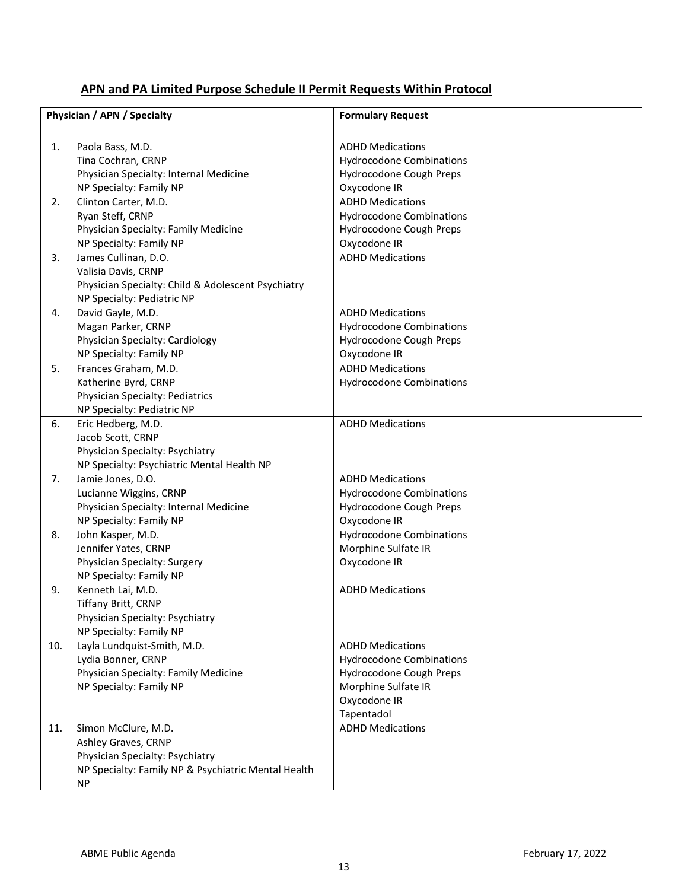## APN and PA Limited Purpose Schedule II Permit Requests Within Protocol

| | Physician / APN / Specialty | Formulary Request |
|---|---|---|
| 1. | Paola Bass, M.D.<br>Tina Cochran, CRNP<br>Physician Specialty: Internal Medicine<br>NP Specialty: Family NP | ADHD Medications<br>Hydrocodone Combinations<br>Hydrocodone Cough Preps<br>Oxycodone IR |
| 2. | Clinton Carter, M.D.<br>Ryan Steff, CRNP<br>Physician Specialty: Family Medicine<br>NP Specialty: Family NP | ADHD Medications<br>Hydrocodone Combinations<br>Hydrocodone Cough Preps<br>Oxycodone IR |
| 3. | James Cullinan, D.O.<br>Valisia Davis, CRNP<br>Physician Specialty: Child & Adolescent Psychiatry<br>NP Specialty: Pediatric NP | ADHD Medications |
| 4. | David Gayle, M.D.<br>Magan Parker, CRNP<br>Physician Specialty: Cardiology<br>NP Specialty: Family NP | ADHD Medications<br>Hydrocodone Combinations<br>Hydrocodone Cough Preps<br>Oxycodone IR |
| 5. | Frances Graham, M.D.<br>Katherine Byrd, CRNP<br>Physician Specialty: Pediatrics<br>NP Specialty: Pediatric NP | ADHD Medications<br>Hydrocodone Combinations |
| 6. | Eric Hedberg, M.D.<br>Jacob Scott, CRNP<br>Physician Specialty: Psychiatry<br>NP Specialty: Psychiatric Mental Health NP | ADHD Medications |
| 7. | Jamie Jones, D.O.<br>Lucianne Wiggins, CRNP<br>Physician Specialty: Internal Medicine<br>NP Specialty: Family NP | ADHD Medications<br>Hydrocodone Combinations<br>Hydrocodone Cough Preps<br>Oxycodone IR |
| 8. | John Kasper, M.D.<br>Jennifer Yates, CRNP<br>Physician Specialty: Surgery<br>NP Specialty: Family NP | Hydrocodone Combinations<br>Morphine Sulfate IR<br>Oxycodone IR |
| 9. | Kenneth Lai, M.D.<br>Tiffany Britt, CRNP<br>Physician Specialty: Psychiatry<br>NP Specialty: Family NP | ADHD Medications |
| 10. | Layla Lundquist-Smith, M.D.<br>Lydia Bonner, CRNP<br>Physician Specialty: Family Medicine<br>NP Specialty: Family NP | ADHD Medications<br>Hydrocodone Combinations<br>Hydrocodone Cough Preps<br>Morphine Sulfate IR<br>Oxycodone IR<br>Tapentadol |
| 11. | Simon McClure, M.D.<br>Ashley Graves, CRNP<br>Physician Specialty: Psychiatry<br>NP Specialty: Family NP & Psychiatric Mental Health NP | ADHD Medications |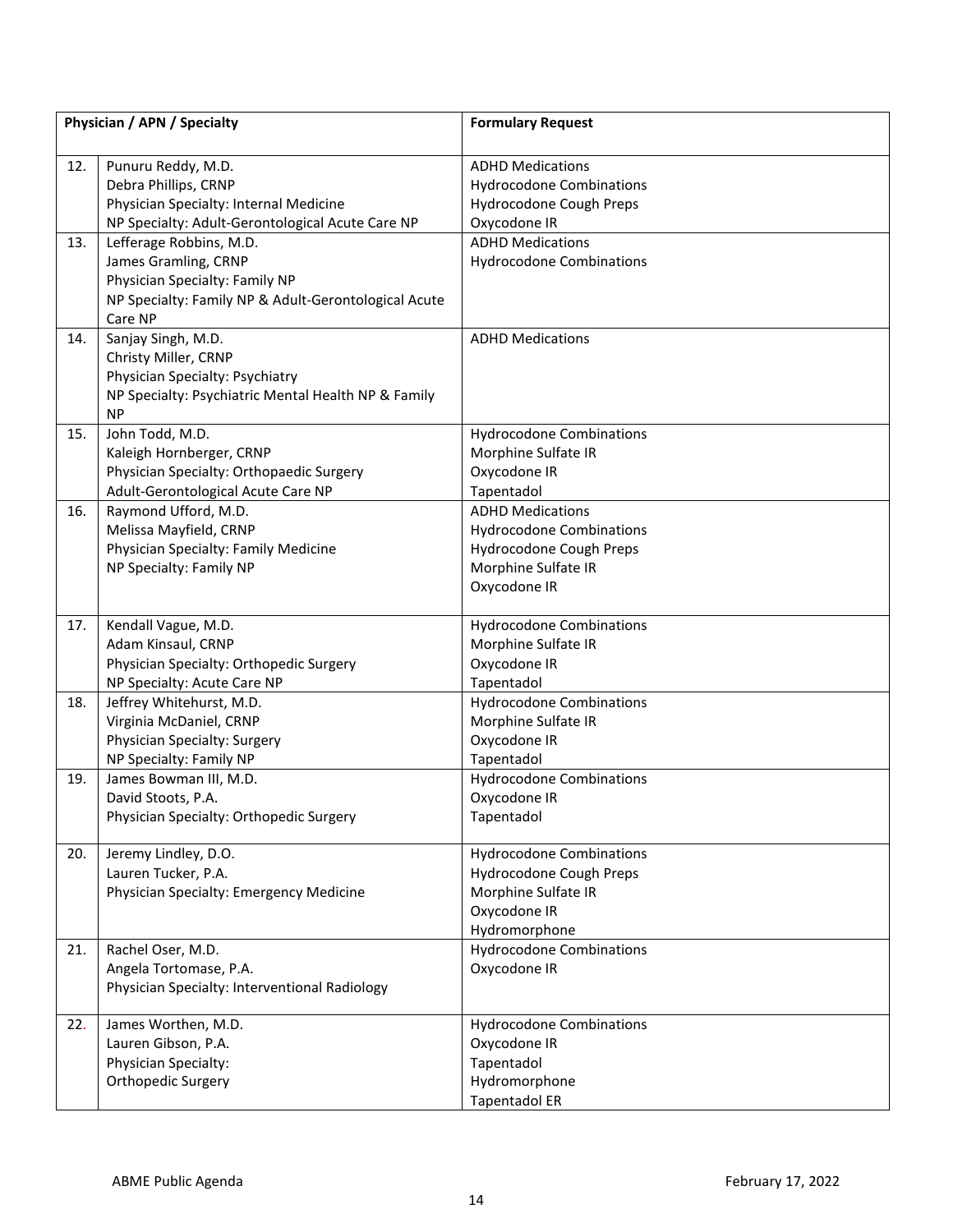| | Physician / APN / Specialty | Formulary Request |
|---|---|---|
| 12. | Punuru Reddy, M.D.<br>Debra Phillips, CRNP<br>Physician Specialty: Internal Medicine<br>NP Specialty: Adult-Gerontological Acute Care NP | ADHD Medications<br>Hydrocodone Combinations<br>Hydrocodone Cough Preps<br>Oxycodone IR |
| 13. | Lefferage Robbins, M.D.<br>James Gramling, CRNP<br>Physician Specialty: Family NP<br>NP Specialty: Family NP & Adult-Gerontological Acute Care NP | ADHD Medications<br>Hydrocodone Combinations |
| 14. | Sanjay Singh, M.D.<br>Christy Miller, CRNP<br>Physician Specialty: Psychiatry<br>NP Specialty: Psychiatric Mental Health NP & Family NP | ADHD Medications |
| 15. | John Todd, M.D.<br>Kaleigh Hornberger, CRNP<br>Physician Specialty: Orthopaedic Surgery<br>Adult-Gerontological Acute Care NP | Hydrocodone Combinations<br>Morphine Sulfate IR<br>Oxycodone IR<br>Tapentadol |
| 16. | Raymond Ufford, M.D.<br>Melissa Mayfield, CRNP<br>Physician Specialty: Family Medicine<br>NP Specialty: Family NP | ADHD Medications<br>Hydrocodone Combinations<br>Hydrocodone Cough Preps<br>Morphine Sulfate IR<br>Oxycodone IR |
| 17. | Kendall Vague, M.D.<br>Adam Kinsaul, CRNP<br>Physician Specialty: Orthopedic Surgery<br>NP Specialty: Acute Care NP | Hydrocodone Combinations<br>Morphine Sulfate IR<br>Oxycodone IR<br>Tapentadol |
| 18. | Jeffrey Whitehurst, M.D.<br>Virginia McDaniel, CRNP<br>Physician Specialty: Surgery<br>NP Specialty: Family NP | Hydrocodone Combinations<br>Morphine Sulfate IR<br>Oxycodone IR<br>Tapentadol |
| 19. | James Bowman III, M.D.<br>David Stoots, P.A.<br>Physician Specialty: Orthopedic Surgery | Hydrocodone Combinations<br>Oxycodone IR<br>Tapentadol |
| 20. | Jeremy Lindley, D.O.<br>Lauren Tucker, P.A.<br>Physician Specialty: Emergency Medicine | Hydrocodone Combinations<br>Hydrocodone Cough Preps<br>Morphine Sulfate IR<br>Oxycodone IR<br>Hydromorphone |
| 21. | Rachel Oser, M.D.<br>Angela Tortomase, P.A.<br>Physician Specialty: Interventional Radiology | Hydrocodone Combinations<br>Oxycodone IR |
| 22. | James Worthen, M.D.<br>Lauren Gibson, P.A.<br>Physician Specialty:<br>Orthopedic Surgery | Hydrocodone Combinations<br>Oxycodone IR<br>Tapentadol<br>Hydromorphone<br>Tapentadol ER |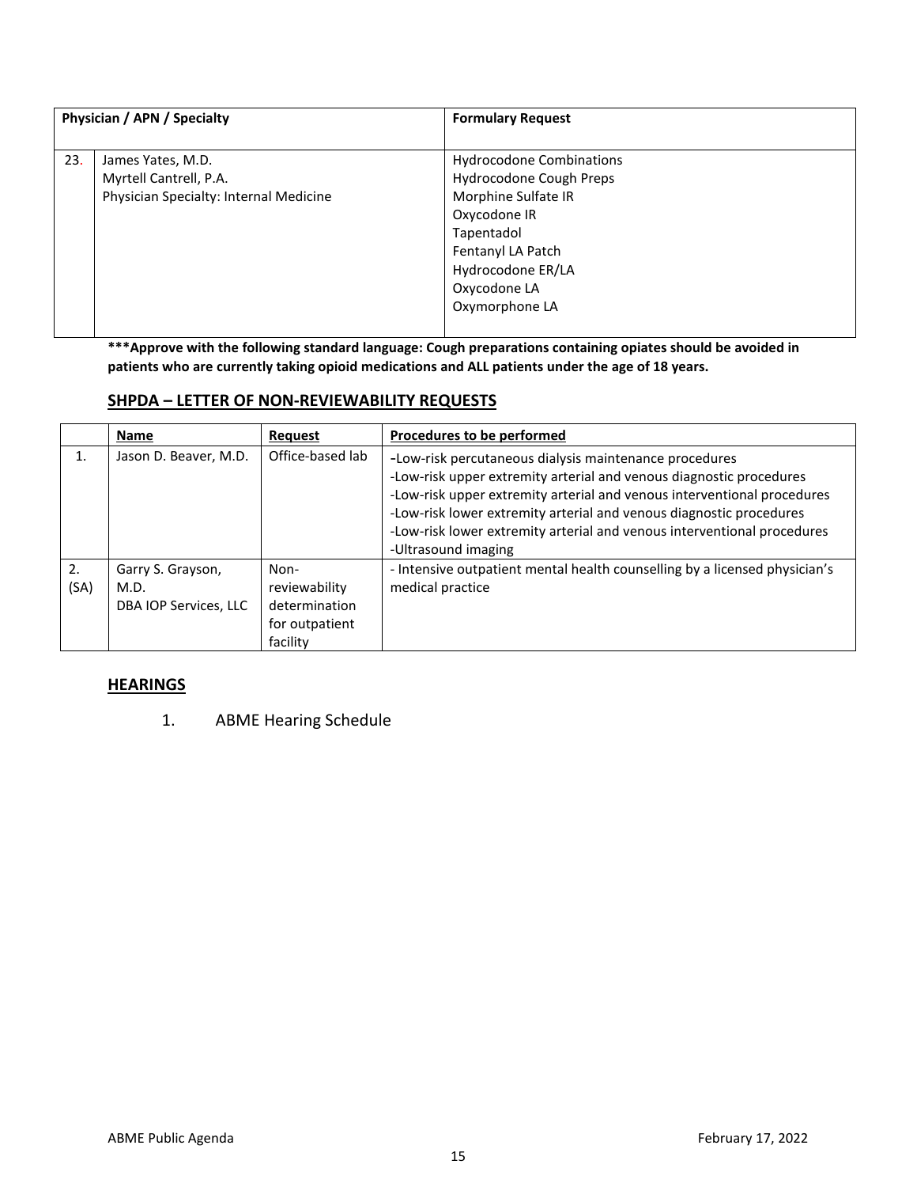| | Physician / APN / Specialty | Formulary Request |
|---|---|---|
| 23. | James Yates, M.D.<br>Myrtell Cantrell, P.A.<br>Physician Specialty: Internal Medicine | Hydrocodone Combinations<br>Hydrocodone Cough Preps<br>Morphine Sulfate IR<br>Oxycodone IR<br>Tapentadol<br>Fentanyl LA Patch<br>Hydrocodone ER/LA<br>Oxycodone LA<br>Oxymorphone LA |

**\*\*\*Approve with the following standard language: Cough preparations containing opiates should be avoided in patients who are currently taking opioid medications and ALL patients under the age of 18 years.**

## SHPDA – LETTER OF NON-REVIEWABILITY REQUESTS

| | Name | Request | Procedures to be performed |
|---|---|---|---|
| 1. | Jason D. Beaver, M.D. | Office-based lab | -Low-risk percutaneous dialysis maintenance procedures<br>-Low-risk upper extremity arterial and venous diagnostic procedures<br>-Low-risk upper extremity arterial and venous interventional procedures<br>-Low-risk lower extremity arterial and venous diagnostic procedures<br>-Low-risk lower extremity arterial and venous interventional procedures<br>-Ultrasound imaging |
| 2. (SA) | Garry S. Grayson, M.D.<br>DBA IOP Services, LLC | Non-reviewability determination for outpatient facility | - Intensive outpatient mental health counselling by a licensed physician's medical practice |

## HEARINGS

1. ABME Hearing Schedule